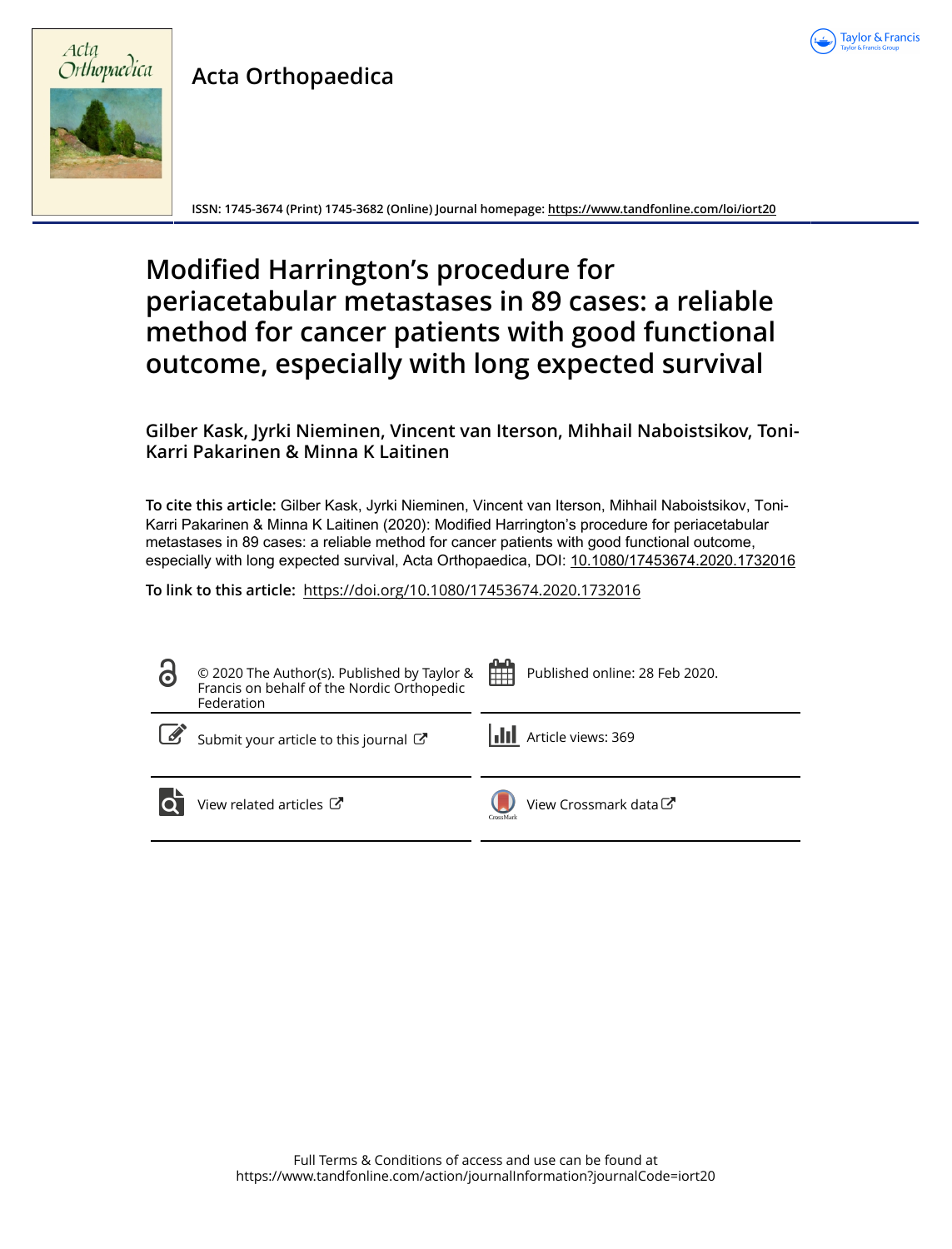# Acta Orthopaedica

ISSN: 1745-3674 (Print) 1745-3682 (Online) Journal homepage: https://www.tandfonline.com/loi/iort20

# Modified Harrington's procedure for periacetabular metastases in 89 cases: a reliable method for cancer patients with good functional outcome, especially with long expected survival

**Gilber Kask, Jyrki Nieminen, Vincent van Iterson, Mihhail Naboistsikov, Toni-Karri Pakarinen & Minna K Laitinen**

**To cite this article:** Gilber Kask, Jyrki Nieminen, Vincent van Iterson, Mihhail Naboistsikov, Toni-Karri Pakarinen & Minna K Laitinen (2020): Modified Harrington's procedure for periacetabular metastases in 89 cases: a reliable method for cancer patients with good functional outcome, especially with long expected survival, Acta Orthopaedica, DOI: 10.1080/17453674.2020.1732016

**To link to this article:** https://doi.org/10.1080/17453674.2020.1732016

© 2020 The Author(s). Published by Taylor & Francis on behalf of the Nordic Orthopedic Federation

Published online: 28 Feb 2020.

Submit your article to this journal

Article views: 369

View related articles

View Crossmark data

Full Terms & Conditions of access and use can be found at https://www.tandfonline.com/action/journalInformation?journalCode=iort20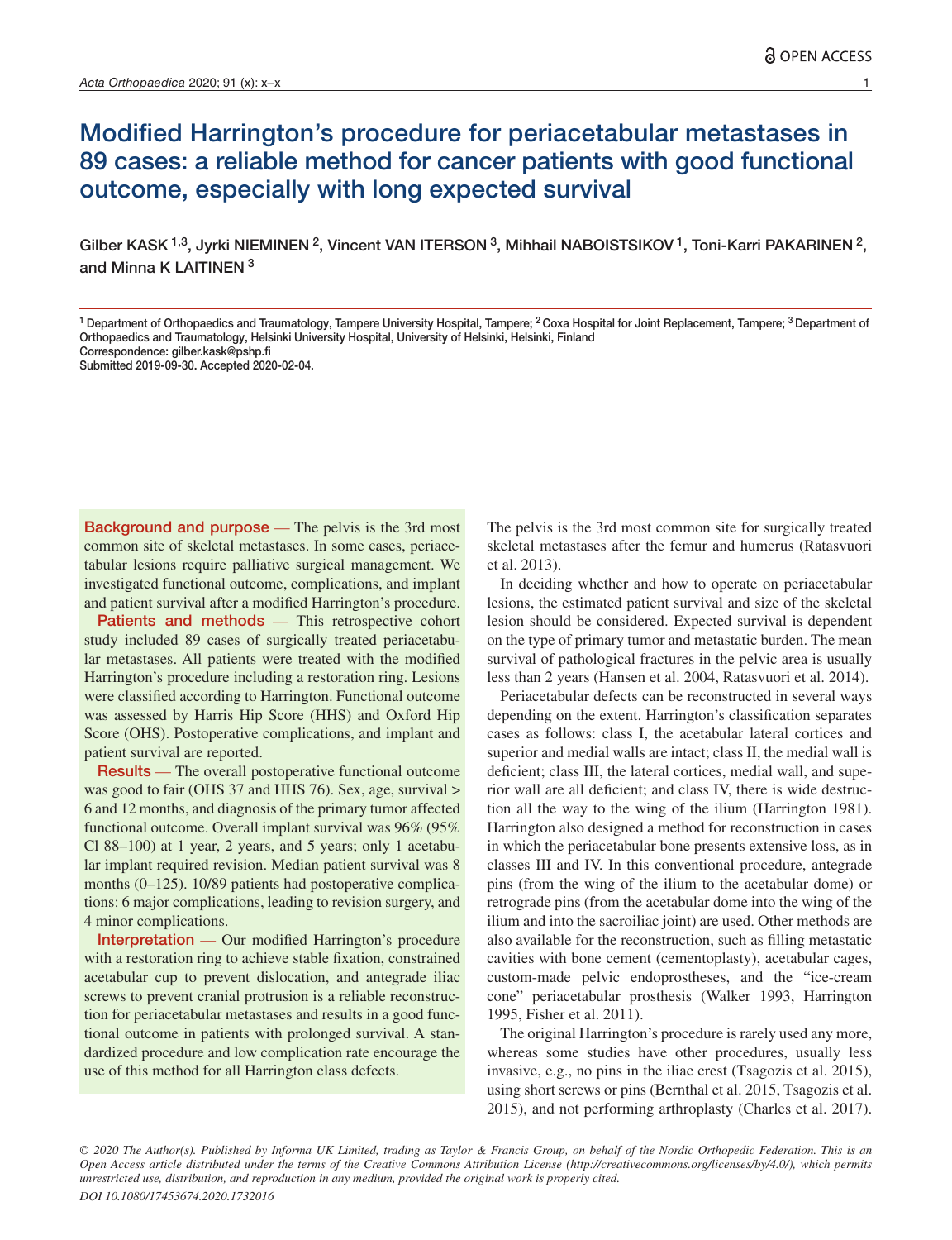# Modified Harrington's procedure for periacetabular metastases in 89 cases: a reliable method for cancer patients with good functional outcome, especially with long expected survival

Gilber KASK [1,3], Jyrki NIEMINEN [2], Vincent VAN ITERSON [3], Mihhail NABOISTSIKOV [1], Toni-Karri PAKARINEN [2], and Minna K LAITINEN [3]

[1] Department of Orthopaedics and Traumatology, Tampere University Hospital, Tampere; [2] Coxa Hospital for Joint Replacement, Tampere; [3] Department of Orthopaedics and Traumatology, Helsinki University Hospital, University of Helsinki, Helsinki, Finland
Correspondence: gilber.kask@pshp.fi
Submitted 2019-09-30. Accepted 2020-02-04.

**Background and purpose** — The pelvis is the 3rd most common site of skeletal metastases. In some cases, periacetabular lesions require palliative surgical management. We investigated functional outcome, complications, and implant and patient survival after a modified Harrington's procedure.

**Patients and methods** — This retrospective cohort study included 89 cases of surgically treated periacetabular metastases. All patients were treated with the modified Harrington's procedure including a restoration ring. Lesions were classified according to Harrington. Functional outcome was assessed by Harris Hip Score (HHS) and Oxford Hip Score (OHS). Postoperative complications, and implant and patient survival are reported.

**Results** — The overall postoperative functional outcome was good to fair (OHS 37 and HHS 76). Sex, age, survival > 6 and 12 months, and diagnosis of the primary tumor affected functional outcome. Overall implant survival was 96% (95% Cl 88–100) at 1 year, 2 years, and 5 years; only 1 acetabular implant required revision. Median patient survival was 8 months (0–125). 10/89 patients had postoperative complications: 6 major complications, leading to revision surgery, and 4 minor complications.

**Interpretation** — Our modified Harrington's procedure with a restoration ring to achieve stable fixation, constrained acetabular cup to prevent dislocation, and antegrade iliac screws to prevent cranial protrusion is a reliable reconstruction for periacetabular metastases and results in a good functional outcome in patients with prolonged survival. A standardized procedure and low complication rate encourage the use of this method for all Harrington class defects.

The pelvis is the 3rd most common site for surgically treated skeletal metastases after the femur and humerus (Ratasvuori et al. 2013).

In deciding whether and how to operate on periacetabular lesions, the estimated patient survival and size of the skeletal lesion should be considered. Expected survival is dependent on the type of primary tumor and metastatic burden. The mean survival of pathological fractures in the pelvic area is usually less than 2 years (Hansen et al. 2004, Ratasvuori et al. 2014).

Periacetabular defects can be reconstructed in several ways depending on the extent. Harrington's classification separates cases as follows: class I, the acetabular lateral cortices and superior and medial walls are intact; class II, the medial wall is deficient; class III, the lateral cortices, medial wall, and superior wall are all deficient; and class IV, there is wide destruction all the way to the wing of the ilium (Harrington 1981). Harrington also designed a method for reconstruction in cases in which the periacetabular bone presents extensive loss, as in classes III and IV. In this conventional procedure, antegrade pins (from the wing of the ilium to the acetabular dome) or retrograde pins (from the acetabular dome into the wing of the ilium and into the sacroiliac joint) are used. Other methods are also available for the reconstruction, such as filling metastatic cavities with bone cement (cementoplasty), acetabular cages, custom-made pelvic endoprostheses, and the "ice-cream cone" periacetabular prosthesis (Walker 1993, Harrington 1995, Fisher et al. 2011).

The original Harrington's procedure is rarely used any more, whereas some studies have other procedures, usually less invasive, e.g., no pins in the iliac crest (Tsagozis et al. 2015), using short screws or pins (Bernthal et al. 2015, Tsagozis et al. 2015), and not performing arthroplasty (Charles et al. 2017).

*© 2020 The Author(s). Published by Informa UK Limited, trading as Taylor & Francis Group, on behalf of the Nordic Orthopedic Federation. This is an Open Access article distributed under the terms of the Creative Commons Attribution License (http://creativecommons.org/licenses/by/4.0/), which permits unrestricted use, distribution, and reproduction in any medium, provided the original work is properly cited.*

*DOI 10.1080/17453674.2020.1732016*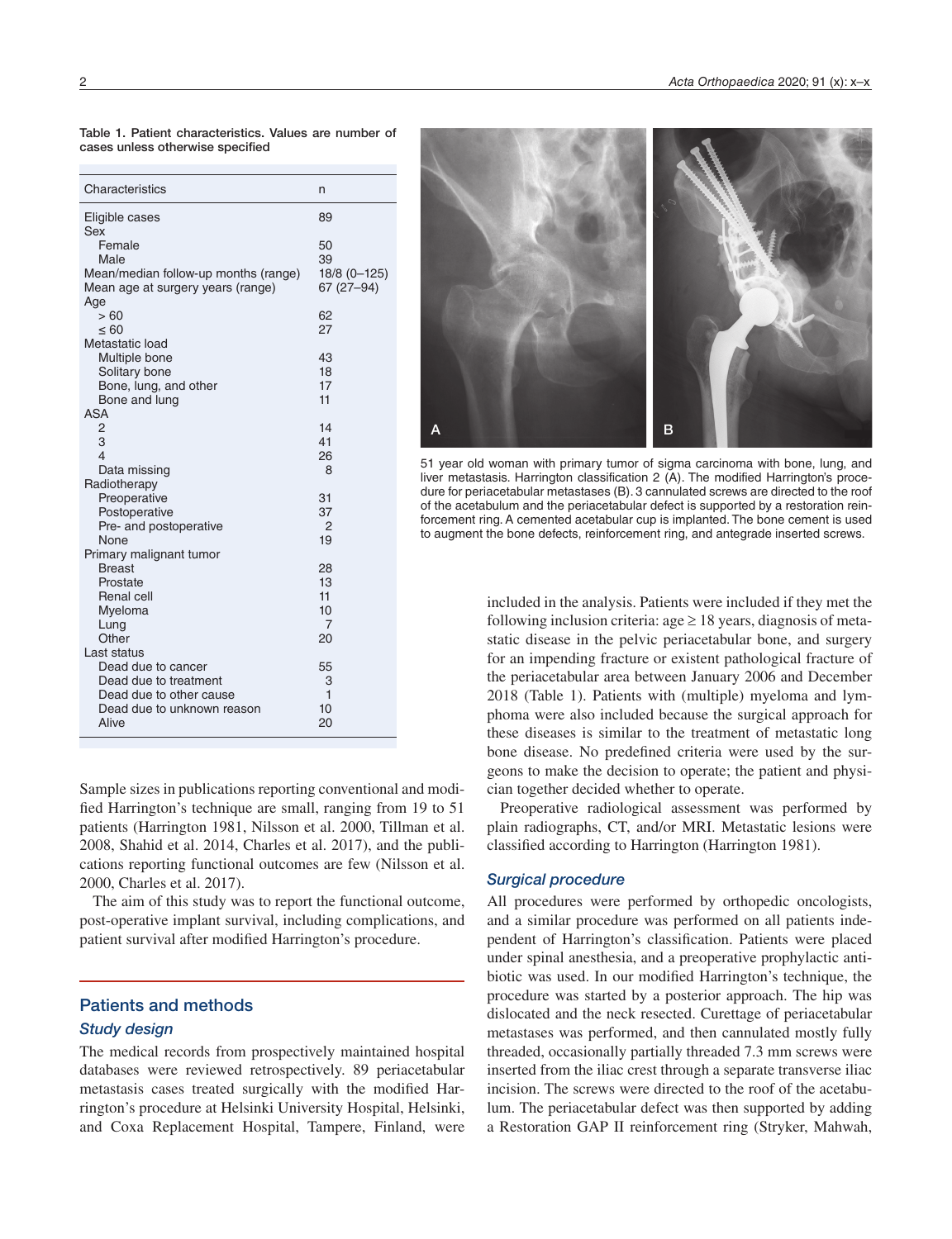Table 1. Patient characteristics. Values are number of cases unless otherwise specified

| Characteristics | n |
|---|---|
| Eligible cases | 89 |
| Sex | |
| Female | 50 |
| Male | 39 |
| Mean/median follow-up months (range) | 18/8 (0–125) |
| Mean age at surgery years (range) | 67 (27–94) |
| Age | |
| > 60 | 62 |
| ≤ 60 | 27 |
| Metastatic load | |
| Multiple bone | 43 |
| Solitary bone | 18 |
| Bone, lung, and other | 17 |
| Bone and lung | 11 |
| ASA | |
| 2 | 14 |
| 3 | 41 |
| 4 | 26 |
| Data missing | 8 |
| Radiotherapy | |
| Preoperative | 31 |
| Postoperative | 37 |
| Pre- and postoperative | 2 |
| None | 19 |
| Primary malignant tumor | |
| Breast | 28 |
| Prostate | 13 |
| Renal cell | 11 |
| Myeloma | 10 |
| Lung | 7 |
| Other | 20 |
| Last status | |
| Dead due to cancer | 55 |
| Dead due to treatment | 3 |
| Dead due to other cause | 1 |
| Dead due to unknown reason | 10 |
| Alive | 20 |

51 year old woman with primary tumor of sigma carcinoma with bone, lung, and liver metastasis. Harrington classification 2 (A). The modified Harrington's procedure for periacetabular metastases (B). 3 cannulated screws are directed to the roof of the acetabulum and the periacetabular defect is supported by a restoration reinforcement ring. A cemented acetabular cup is implanted. The bone cement is used to augment the bone defects, reinforcement ring, and antegrade inserted screws.

Sample sizes in publications reporting conventional and modified Harrington's technique are small, ranging from 19 to 51 patients (Harrington 1981, Nilsson et al. 2000, Tillman et al. 2008, Shahid et al. 2014, Charles et al. 2017), and the publications reporting functional outcomes are few (Nilsson et al. 2000, Charles et al. 2017).

The aim of this study was to report the functional outcome, post-operative implant survival, including complications, and patient survival after modified Harrington's procedure.

## Patients and methods

### Study design

The medical records from prospectively maintained hospital databases were reviewed retrospectively. 89 periacetabular metastasis cases treated surgically with the modified Harrington's procedure at Helsinki University Hospital, Helsinki, and Coxa Replacement Hospital, Tampere, Finland, were included in the analysis. Patients were included if they met the following inclusion criteria: age ≥ 18 years, diagnosis of metastatic disease in the pelvic periacetabular bone, and surgery for an impending fracture or existent pathological fracture of the periacetabular area between January 2006 and December 2018 (Table 1). Patients with (multiple) myeloma and lymphoma were also included because the surgical approach for these diseases is similar to the treatment of metastatic long bone disease. No predefined criteria were used by the surgeons to make the decision to operate; the patient and physician together decided whether to operate.

Preoperative radiological assessment was performed by plain radiographs, CT, and/or MRI. Metastatic lesions were classified according to Harrington (Harrington 1981).

### Surgical procedure

All procedures were performed by orthopedic oncologists, and a similar procedure was performed on all patients independent of Harrington's classification. Patients were placed under spinal anesthesia, and a preoperative prophylactic antibiotic was used. In our modified Harrington's technique, the procedure was started by a posterior approach. The hip was dislocated and the neck resected. Curettage of periacetabular metastases was performed, and then cannulated mostly fully threaded, occasionally partially threaded 7.3 mm screws were inserted from the iliac crest through a separate transverse iliac incision. The screws were directed to the roof of the acetabulum. The periacetabular defect was then supported by adding a Restoration GAP II reinforcement ring (Stryker, Mahwah,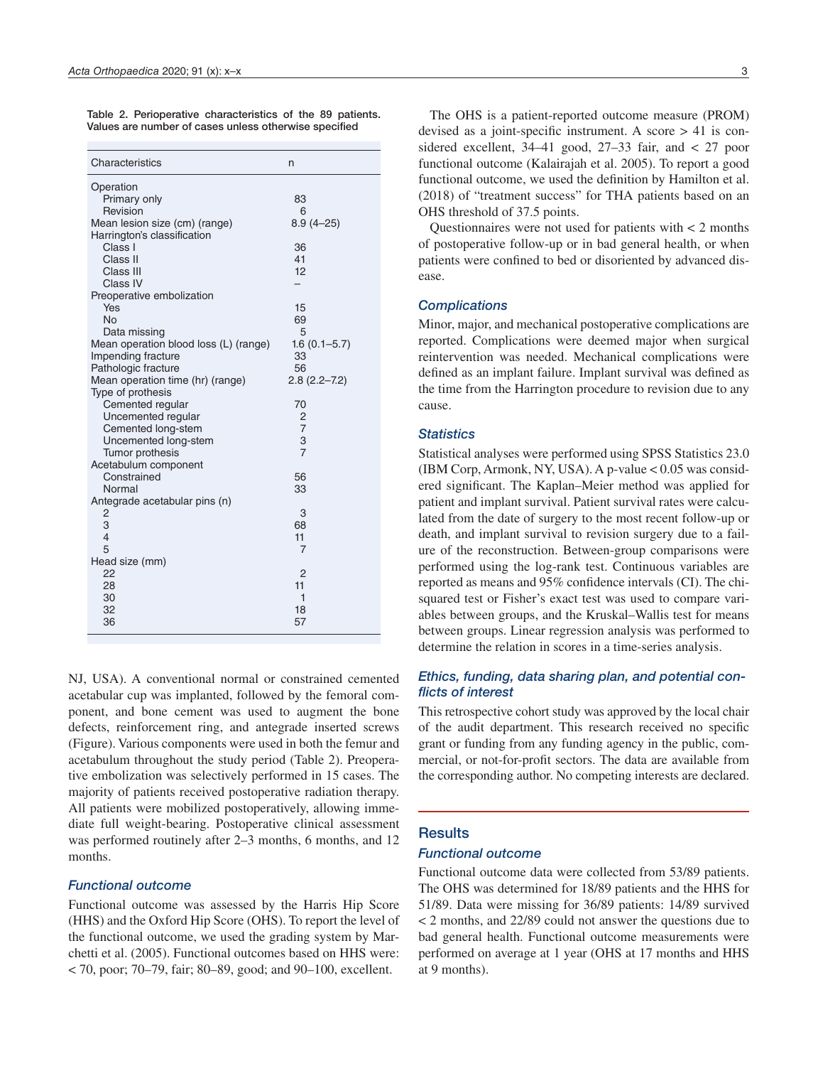Table 2. Perioperative characteristics of the 89 patients. Values are number of cases unless otherwise specified

| Characteristics | n |
|---|---|
| Operation | |
| Primary only | 83 |
| Revision | 6 |
| Mean lesion size (cm) (range) | 8.9 (4–25) |
| Harrington's classification | |
| Class I | 36 |
| Class II | 41 |
| Class III | 12 |
| Class IV | – |
| Preoperative embolization | |
| Yes | 15 |
| No | 69 |
| Data missing | 5 |
| Mean operation blood loss (L) (range) | 1.6 (0.1–5.7) |
| Impending fracture | 33 |
| Pathologic fracture | 56 |
| Mean operation time (hr) (range) | 2.8 (2.2–7.2) |
| Type of prothesis | |
| Cemented regular | 70 |
| Uncemented regular | 2 |
| Cemented long-stem | 7 |
| Uncemented long-stem | 3 |
| Tumor prothesis | 7 |
| Acetabulum component | |
| Constrained | 56 |
| Normal | 33 |
| Antegrade acetabular pins (n) | |
| 2 | 3 |
| 3 | 68 |
| 4 | 11 |
| 5 | 7 |
| Head size (mm) | |
| 22 | 2 |
| 28 | 11 |
| 30 | 1 |
| 32 | 18 |
| 36 | 57 |

NJ, USA). A conventional normal or constrained cemented acetabular cup was implanted, followed by the femoral component, and bone cement was used to augment the bone defects, reinforcement ring, and antegrade inserted screws (Figure). Various components were used in both the femur and acetabulum throughout the study period (Table 2). Preoperative embolization was selectively performed in 15 cases. The majority of patients received postoperative radiation therapy. All patients were mobilized postoperatively, allowing immediate full weight-bearing. Postoperative clinical assessment was performed routinely after 2–3 months, 6 months, and 12 months.

### Functional outcome

Functional outcome was assessed by the Harris Hip Score (HHS) and the Oxford Hip Score (OHS). To report the level of the functional outcome, we used the grading system by Marchetti et al. (2005). Functional outcomes based on HHS were: < 70, poor; 70–79, fair; 80–89, good; and 90–100, excellent.

The OHS is a patient-reported outcome measure (PROM) devised as a joint-specific instrument. A score > 41 is considered excellent, 34–41 good, 27–33 fair, and < 27 poor functional outcome (Kalairajah et al. 2005). To report a good functional outcome, we used the definition by Hamilton et al. (2018) of "treatment success" for THA patients based on an OHS threshold of 37.5 points.

Questionnaires were not used for patients with < 2 months of postoperative follow-up or in bad general health, or when patients were confined to bed or disoriented by advanced disease.

### Complications

Minor, major, and mechanical postoperative complications are reported. Complications were deemed major when surgical reintervention was needed. Mechanical complications were defined as an implant failure. Implant survival was defined as the time from the Harrington procedure to revision due to any cause.

### Statistics

Statistical analyses were performed using SPSS Statistics 23.0 (IBM Corp, Armonk, NY, USA). A p-value < 0.05 was considered significant. The Kaplan–Meier method was applied for patient and implant survival. Patient survival rates were calculated from the date of surgery to the most recent follow-up or death, and implant survival to revision surgery due to a failure of the reconstruction. Between-group comparisons were performed using the log-rank test. Continuous variables are reported as means and 95% confidence intervals (CI). The chi-squared test or Fisher's exact test was used to compare variables between groups, and the Kruskal–Wallis test for means between groups. Linear regression analysis was performed to determine the relation in scores in a time-series analysis.

### Ethics, funding, data sharing plan, and potential conflicts of interest

This retrospective cohort study was approved by the local chair of the audit department. This research received no specific grant or funding from any funding agency in the public, commercial, or not-for-profit sectors. The data are available from the corresponding author. No competing interests are declared.

## Results

### Functional outcome

Functional outcome data were collected from 53/89 patients. The OHS was determined for 18/89 patients and the HHS for 51/89. Data were missing for 36/89 patients: 14/89 survived < 2 months, and 22/89 could not answer the questions due to bad general health. Functional outcome measurements were performed on average at 1 year (OHS at 17 months and HHS at 9 months).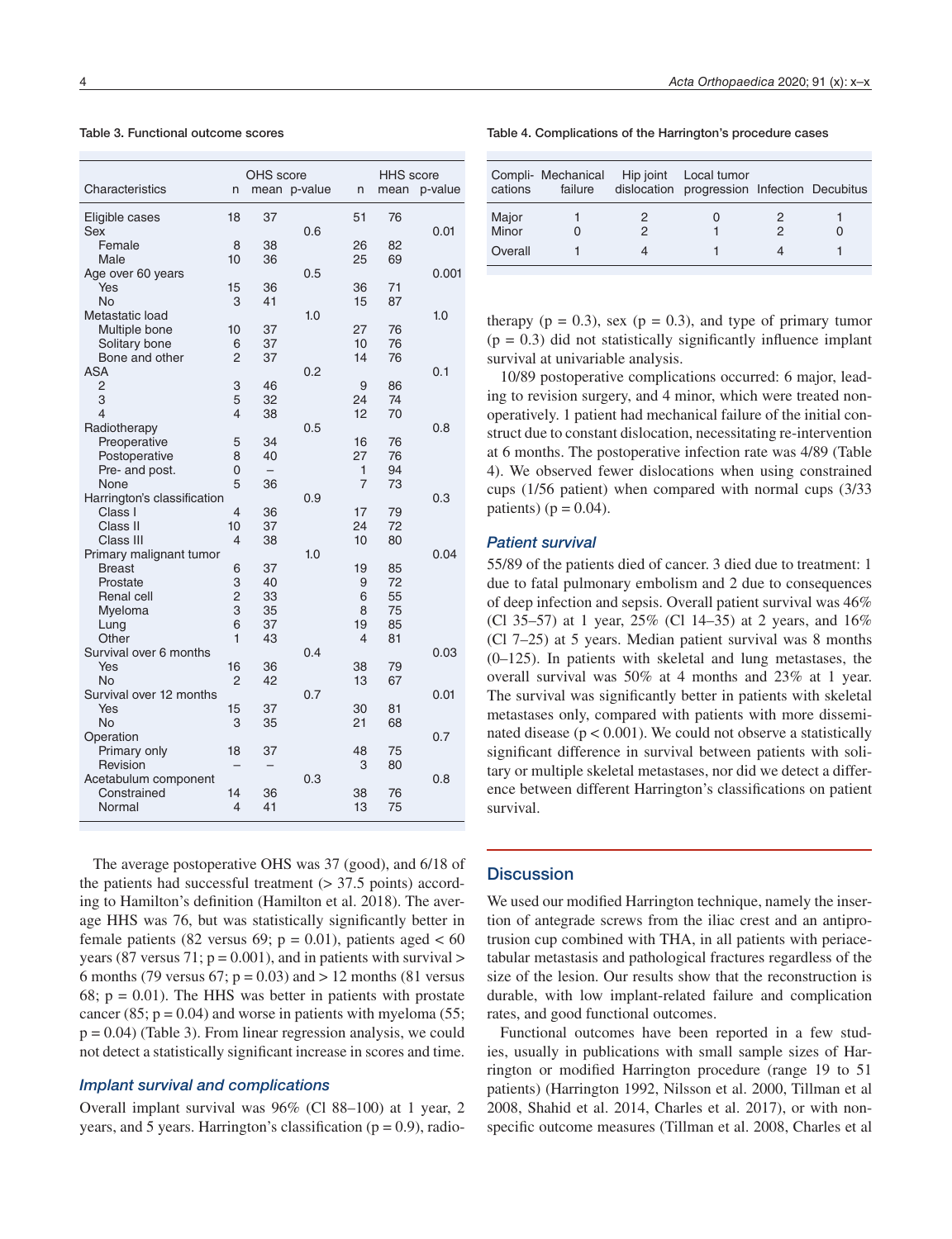Table 3. Functional outcome scores

| Characteristics | OHS score n | mean | p-value | HHS score n | mean | p-value |
|---|---|---|---|---|---|---|
| Eligible cases | 18 | 37 | | 51 | 76 | |
| Sex | | | 0.6 | | | 0.01 |
| Female | 8 | 38 | | 26 | 82 | |
| Male | 10 | 36 | | 25 | 69 | |
| Age over 60 years | | | 0.5 | | | 0.001 |
| Yes | 15 | 36 | | 36 | 71 | |
| No | 3 | 41 | | 15 | 87 | |
| Metastatic load | | | 1.0 | | | 1.0 |
| Multiple bone | 10 | 37 | | 27 | 76 | |
| Solitary bone | 6 | 37 | | 10 | 76 | |
| Bone and other | 2 | 37 | | 14 | 76 | |
| ASA | | | 0.2 | | | 0.1 |
| 2 | 3 | 46 | | 9 | 86 | |
| 3 | 5 | 32 | | 24 | 74 | |
| 4 | 4 | 38 | | 12 | 70 | |
| Radiotherapy | | | 0.5 | | | 0.8 |
| Preoperative | 5 | 34 | | 16 | 76 | |
| Postoperative | 8 | 40 | | 27 | 76 | |
| Pre- and post. | 0 | – | | 1 | 94 | |
| None | 5 | 36 | | 7 | 73 | |
| Harrington's classification | | | 0.9 | | | 0.3 |
| Class I | 4 | 36 | | 17 | 79 | |
| Class II | 10 | 37 | | 24 | 72 | |
| Class III | 4 | 38 | | 10 | 80 | |
| Primary malignant tumor | | | 1.0 | | | 0.04 |
| Breast | 6 | 37 | | 19 | 85 | |
| Prostate | 3 | 40 | | 9 | 72 | |
| Renal cell | 2 | 33 | | 6 | 55 | |
| Myeloma | 3 | 35 | | 8 | 75 | |
| Lung | 6 | 37 | | 19 | 85 | |
| Other | 1 | 43 | | 4 | 81 | |
| Survival over 6 months | | | 0.4 | | | 0.03 |
| Yes | 16 | 36 | | 38 | 79 | |
| No | 2 | 42 | | 13 | 67 | |
| Survival over 12 months | | | 0.7 | | | 0.01 |
| Yes | 15 | 37 | | 30 | 81 | |
| No | 3 | 35 | | 21 | 68 | |
| Operation | | | | | | 0.7 |
| Primary only | 18 | 37 | | 48 | 75 | |
| Revision | – | – | | 3 | 80 | |
| Acetabulum component | | | 0.3 | | | 0.8 |
| Constrained | 14 | 36 | | 38 | 76 | |
| Normal | 4 | 41 | | 13 | 75 | |

The average postoperative OHS was 37 (good), and 6/18 of the patients had successful treatment (> 37.5 points) according to Hamilton's definition (Hamilton et al. 2018). The average HHS was 76, but was statistically significantly better in female patients (82 versus 69; $p = 0.01$), patients aged < 60 years (87 versus 71; $p = 0.001$), and in patients with survival > 6 months (79 versus 67; $p = 0.03$) and > 12 months (81 versus 68; $p = 0.01$). The HHS was better in patients with prostate cancer (85; $p = 0.04$) and worse in patients with myeloma (55; $p = 0.04$) (Table 3). From linear regression analysis, we could not detect a statistically significant increase in scores and time.

### *Implant survival and complications*

Overall implant survival was 96% (CI 88–100) at 1 year, 2 years, and 5 years. Harrington's classification ($p = 0.9$), radiotherapy ($p = 0.3$), sex ($p = 0.3$), and type of primary tumor ($p = 0.3$) did not statistically significantly influence implant survival at univariable analysis.

Table 4. Complications of the Harrington's procedure cases

| Complications | Mechanical failure | Hip joint dislocation | Local tumor progression | Infection | Decubitus |
|---|---|---|---|---|---|
| Major | 1 | 2 | 0 | 2 | 1 |
| Minor | 0 | 2 | 1 | 2 | 0 |
| Overall | 1 | 4 | 1 | 4 | 1 |

10/89 postoperative complications occurred: 6 major, leading to revision surgery, and 4 minor, which were treated nonoperatively. 1 patient had mechanical failure of the initial construct due to constant dislocation, necessitating re-intervention at 6 months. The postoperative infection rate was 4/89 (Table 4). We observed fewer dislocations when using constrained cups (1/56 patient) when compared with normal cups (3/33 patients) ($p = 0.04$).

### *Patient survival*

55/89 of the patients died of cancer. 3 died due to treatment: 1 due to fatal pulmonary embolism and 2 due to consequences of deep infection and sepsis. Overall patient survival was 46% (CI 35–57) at 1 year, 25% (CI 14–35) at 2 years, and 16% (CI 7–25) at 5 years. Median patient survival was 8 months (0–125). In patients with skeletal and lung metastases, the overall survival was 50% at 4 months and 23% at 1 year. The survival was significantly better in patients with skeletal metastases only, compared with patients with more disseminated disease ($p < 0.001$). We could not observe a statistically significant difference in survival between patients with solitary or multiple skeletal metastases, nor did we detect a difference between different Harrington's classifications on patient survival.

## Discussion

We used our modified Harrington technique, namely the insertion of antegrade screws from the iliac crest and an antiprotrusion cup combined with THA, in all patients with periacetabular metastasis and pathological fractures regardless of the size of the lesion. Our results show that the reconstruction is durable, with low implant-related failure and complication rates, and good functional outcomes.

Functional outcomes have been reported in a few studies, usually in publications with small sample sizes of Harrington or modified Harrington procedure (range 19 to 51 patients) (Harrington 1992, Nilsson et al. 2000, Tillman et al 2008, Shahid et al. 2014, Charles et al. 2017), or with nonspecific outcome measures (Tillman et al. 2008, Charles et al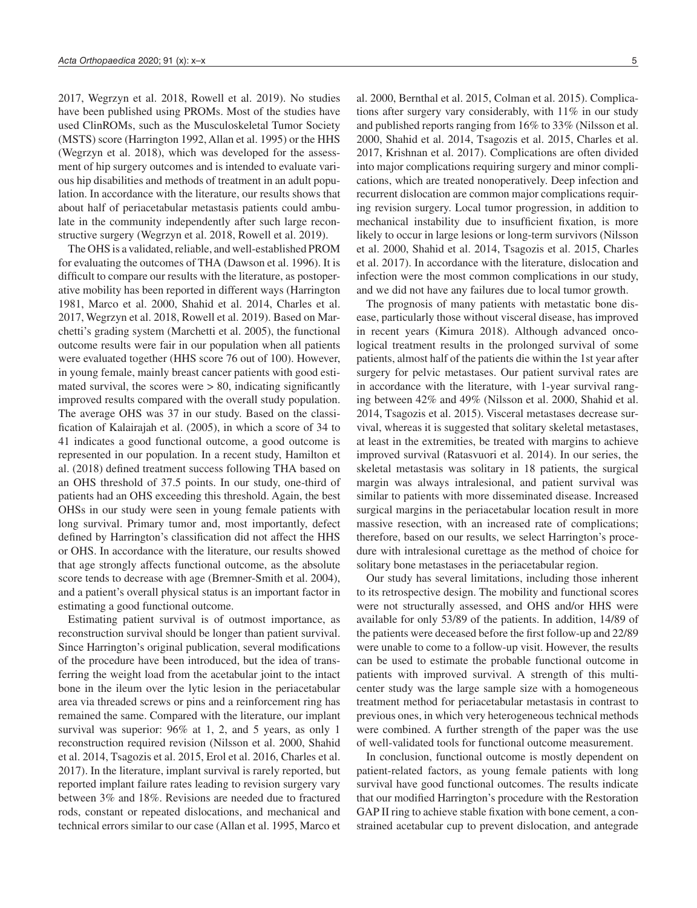2017, Wegrzyn et al. 2018, Rowell et al. 2019). No studies have been published using PROMs. Most of the studies have used ClinROMs, such as the Musculoskeletal Tumor Society (MSTS) score (Harrington 1992, Allan et al. 1995) or the HHS (Wegrzyn et al. 2018), which was developed for the assessment of hip surgery outcomes and is intended to evaluate various hip disabilities and methods of treatment in an adult population. In accordance with the literature, our results shows that about half of periacetabular metastasis patients could ambulate in the community independently after such large reconstructive surgery (Wegrzyn et al. 2018, Rowell et al. 2019).

The OHS is a validated, reliable, and well-established PROM for evaluating the outcomes of THA (Dawson et al. 1996). It is difficult to compare our results with the literature, as postoperative mobility has been reported in different ways (Harrington 1981, Marco et al. 2000, Shahid et al. 2014, Charles et al. 2017, Wegrzyn et al. 2018, Rowell et al. 2019). Based on Marchetti's grading system (Marchetti et al. 2005), the functional outcome results were fair in our population when all patients were evaluated together (HHS score 76 out of 100). However, in young female, mainly breast cancer patients with good estimated survival, the scores were > 80, indicating significantly improved results compared with the overall study population. The average OHS was 37 in our study. Based on the classification of Kalairajah et al. (2005), in which a score of 34 to 41 indicates a good functional outcome, a good outcome is represented in our population. In a recent study, Hamilton et al. (2018) defined treatment success following THA based on an OHS threshold of 37.5 points. In our study, one-third of patients had an OHS exceeding this threshold. Again, the best OHSs in our study were seen in young female patients with long survival. Primary tumor and, most importantly, defect defined by Harrington's classification did not affect the HHS or OHS. In accordance with the literature, our results showed that age strongly affects functional outcome, as the absolute score tends to decrease with age (Bremner-Smith et al. 2004), and a patient's overall physical status is an important factor in estimating a good functional outcome.

Estimating patient survival is of outmost importance, as reconstruction survival should be longer than patient survival. Since Harrington's original publication, several modifications of the procedure have been introduced, but the idea of transferring the weight load from the acetabular joint to the intact bone in the ileum over the lytic lesion in the periacetabular area via threaded screws or pins and a reinforcement ring has remained the same. Compared with the literature, our implant survival was superior: 96% at 1, 2, and 5 years, as only 1 reconstruction required revision (Nilsson et al. 2000, Shahid et al. 2014, Tsagozis et al. 2015, Erol et al. 2016, Charles et al. 2017). In the literature, implant survival is rarely reported, but reported implant failure rates leading to revision surgery vary between 3% and 18%. Revisions are needed due to fractured rods, constant or repeated dislocations, and mechanical and technical errors similar to our case (Allan et al. 1995, Marco et al. 2000, Bernthal et al. 2015, Colman et al. 2015). Complications after surgery vary considerably, with 11% in our study and published reports ranging from 16% to 33% (Nilsson et al. 2000, Shahid et al. 2014, Tsagozis et al. 2015, Charles et al. 2017, Krishnan et al. 2017). Complications are often divided into major complications requiring surgery and minor complications, which are treated nonoperatively. Deep infection and recurrent dislocation are common major complications requiring revision surgery. Local tumor progression, in addition to mechanical instability due to insufficient fixation, is more likely to occur in large lesions or long-term survivors (Nilsson et al. 2000, Shahid et al. 2014, Tsagozis et al. 2015, Charles et al. 2017). In accordance with the literature, dislocation and infection were the most common complications in our study, and we did not have any failures due to local tumor growth.

The prognosis of many patients with metastatic bone disease, particularly those without visceral disease, has improved in recent years (Kimura 2018). Although advanced oncological treatment results in the prolonged survival of some patients, almost half of the patients die within the 1st year after surgery for pelvic metastases. Our patient survival rates are in accordance with the literature, with 1-year survival ranging between 42% and 49% (Nilsson et al. 2000, Shahid et al. 2014, Tsagozis et al. 2015). Visceral metastases decrease survival, whereas it is suggested that solitary skeletal metastases, at least in the extremities, be treated with margins to achieve improved survival (Ratasvuori et al. 2014). In our series, the skeletal metastasis was solitary in 18 patients, the surgical margin was always intralesional, and patient survival was similar to patients with more disseminated disease. Increased surgical margins in the periacetabular location result in more massive resection, with an increased rate of complications; therefore, based on our results, we select Harrington's procedure with intralesional curettage as the method of choice for solitary bone metastases in the periacetabular region.

Our study has several limitations, including those inherent to its retrospective design. The mobility and functional scores were not structurally assessed, and OHS and/or HHS were available for only 53/89 of the patients. In addition, 14/89 of the patients were deceased before the first follow-up and 22/89 were unable to come to a follow-up visit. However, the results can be used to estimate the probable functional outcome in patients with improved survival. A strength of this multicenter study was the large sample size with a homogeneous treatment method for periacetabular metastasis in contrast to previous ones, in which very heterogeneous technical methods were combined. A further strength of the paper was the use of well-validated tools for functional outcome measurement.

In conclusion, functional outcome is mostly dependent on patient-related factors, as young female patients with long survival have good functional outcomes. The results indicate that our modified Harrington's procedure with the Restoration GAP II ring to achieve stable fixation with bone cement, a constrained acetabular cup to prevent dislocation, and antegrade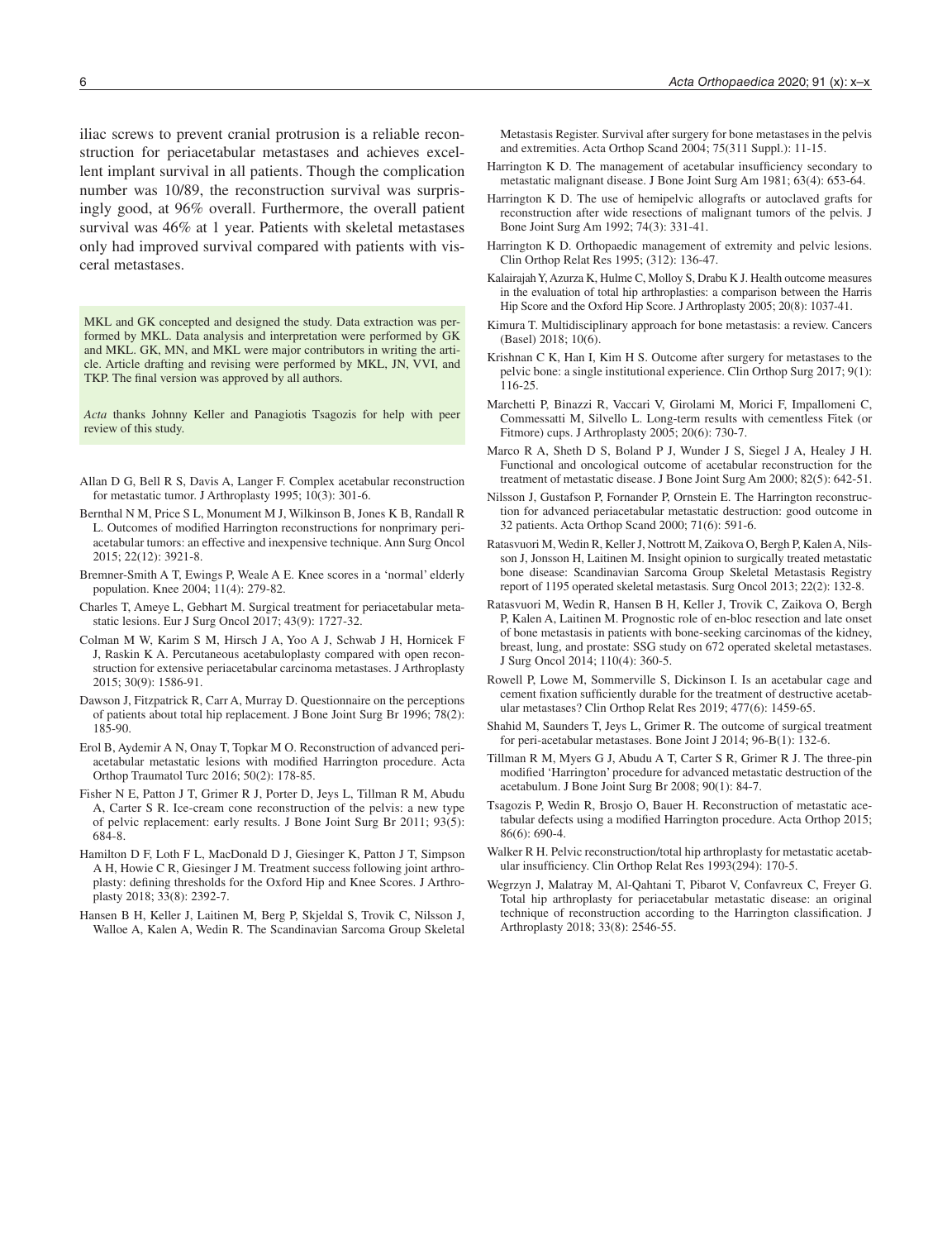iliac screws to prevent cranial protrusion is a reliable reconstruction for periacetabular metastases and achieves excellent implant survival in all patients. Though the complication number was 10/89, the reconstruction survival was surprisingly good, at 96% overall. Furthermore, the overall patient survival was 46% at 1 year. Patients with skeletal metastases only had improved survival compared with patients with visceral metastases.

MKL and GK concepted and designed the study. Data extraction was performed by MKL. Data analysis and interpretation were performed by GK and MKL. GK, MN, and MKL were major contributors in writing the article. Article drafting and revising were performed by MKL, JN, VVI, and TKP. The final version was approved by all authors.

*Acta* thanks Johnny Keller and Panagiotis Tsagozis for help with peer review of this study.

Allan D G, Bell R S, Davis A, Langer F. Complex acetabular reconstruction for metastatic tumor. J Arthroplasty 1995; 10(3): 301-6.

Bernthal N M, Price S L, Monument M J, Wilkinson B, Jones K B, Randall R L. Outcomes of modified Harrington reconstructions for nonprimary periacetabular tumors: an effective and inexpensive technique. Ann Surg Oncol 2015; 22(12): 3921-8.

Bremner-Smith A T, Ewings P, Weale A E. Knee scores in a 'normal' elderly population. Knee 2004; 11(4): 279-82.

Charles T, Ameye L, Gebhart M. Surgical treatment for periacetabular metastatic lesions. Eur J Surg Oncol 2017; 43(9): 1727-32.

Colman M W, Karim S M, Hirsch J A, Yoo A J, Schwab J H, Hornicek F J, Raskin K A. Percutaneous acetabuloplasty compared with open reconstruction for extensive periacetabular carcinoma metastases. J Arthroplasty 2015; 30(9): 1586-91.

Dawson J, Fitzpatrick R, Carr A, Murray D. Questionnaire on the perceptions of patients about total hip replacement. J Bone Joint Surg Br 1996; 78(2): 185-90.

Erol B, Aydemir A N, Onay T, Topkar M O. Reconstruction of advanced periacetabular metastatic lesions with modified Harrington procedure. Acta Orthop Traumatol Turc 2016; 50(2): 178-85.

Fisher N E, Patton J T, Grimer R J, Porter D, Jeys L, Tillman R M, Abudu A, Carter S R. Ice-cream cone reconstruction of the pelvis: a new type of pelvic replacement: early results. J Bone Joint Surg Br 2011; 93(5): 684-8.

Hamilton D F, Loth F L, MacDonald D J, Giesinger K, Patton J T, Simpson A H, Howie C R, Giesinger J M. Treatment success following joint arthroplasty: defining thresholds for the Oxford Hip and Knee Scores. J Arthroplasty 2018; 33(8): 2392-7.

Hansen B H, Keller J, Laitinen M, Berg P, Skjeldal S, Trovik C, Nilsson J, Walloe A, Kalen A, Wedin R. The Scandinavian Sarcoma Group Skeletal Metastasis Register. Survival after surgery for bone metastases in the pelvis and extremities. Acta Orthop Scand 2004; 75(311 Suppl.): 11-15.

Harrington K D. The management of acetabular insufficiency secondary to metastatic malignant disease. J Bone Joint Surg Am 1981; 63(4): 653-64.

Harrington K D. The use of hemipelvic allografts or autoclaved grafts for reconstruction after wide resections of malignant tumors of the pelvis. J Bone Joint Surg Am 1992; 74(3): 331-41.

Harrington K D. Orthopaedic management of extremity and pelvic lesions. Clin Orthop Relat Res 1995; (312): 136-47.

Kalairajah Y, Azurza K, Hulme C, Molloy S, Drabu K J. Health outcome measures in the evaluation of total hip arthroplasties: a comparison between the Harris Hip Score and the Oxford Hip Score. J Arthroplasty 2005; 20(8): 1037-41.

Kimura T. Multidisciplinary approach for bone metastasis: a review. Cancers (Basel) 2018; 10(6).

Krishnan C K, Han I, Kim H S. Outcome after surgery for metastases to the pelvic bone: a single institutional experience. Clin Orthop Surg 2017; 9(1): 116-25.

Marchetti P, Binazzi R, Vaccari V, Girolami M, Morici F, Impallomeni C, Commessatti M, Silvello L. Long-term results with cementless Fitek (or Fitmore) cups. J Arthroplasty 2005; 20(6): 730-7.

Marco R A, Sheth D S, Boland P J, Wunder J S, Siegel J A, Healey J H. Functional and oncological outcome of acetabular reconstruction for the treatment of metastatic disease. J Bone Joint Surg Am 2000; 82(5): 642-51.

Nilsson J, Gustafson P, Fornander P, Ornstein E. The Harrington reconstruction for advanced periacetabular metastatic destruction: good outcome in 32 patients. Acta Orthop Scand 2000; 71(6): 591-6.

Ratasvuori M, Wedin R, Keller J, Nottrott M, Zaikova O, Bergh P, Kalen A, Nilsson J, Jonsson H, Laitinen M. Insight opinion to surgically treated metastatic bone disease: Scandinavian Sarcoma Group Skeletal Metastasis Registry report of 1195 operated skeletal metastasis. Surg Oncol 2013; 22(2): 132-8.

Ratasvuori M, Wedin R, Hansen B H, Keller J, Trovik C, Zaikova O, Bergh P, Kalen A, Laitinen M. Prognostic role of en-bloc resection and late onset of bone metastasis in patients with bone-seeking carcinomas of the kidney, breast, lung, and prostate: SSG study on 672 operated skeletal metastases. J Surg Oncol 2014; 110(4): 360-5.

Rowell P, Lowe M, Sommerville S, Dickinson I. Is an acetabular cage and cement fixation sufficiently durable for the treatment of destructive acetabular metastases? Clin Orthop Relat Res 2019; 477(6): 1459-65.

Shahid M, Saunders T, Jeys L, Grimer R. The outcome of surgical treatment for peri-acetabular metastases. Bone Joint J 2014; 96-B(1): 132-6.

Tillman R M, Myers G J, Abudu A T, Carter S R, Grimer R J. The three-pin modified 'Harrington' procedure for advanced metastatic destruction of the acetabulum. J Bone Joint Surg Br 2008; 90(1): 84-7.

Tsagozis P, Wedin R, Brosjo O, Bauer H. Reconstruction of metastatic acetabular defects using a modified Harrington procedure. Acta Orthop 2015; 86(6): 690-4.

Walker R H. Pelvic reconstruction/total hip arthroplasty for metastatic acetabular insufficiency. Clin Orthop Relat Res 1993(294): 170-5.

Wegrzyn J, Malatray M, Al-Qahtani T, Pibarot V, Confavreux C, Freyer G. Total hip arthroplasty for periacetabular metastatic disease: an original technique of reconstruction according to the Harrington classification. J Arthroplasty 2018; 33(8): 2546-55.